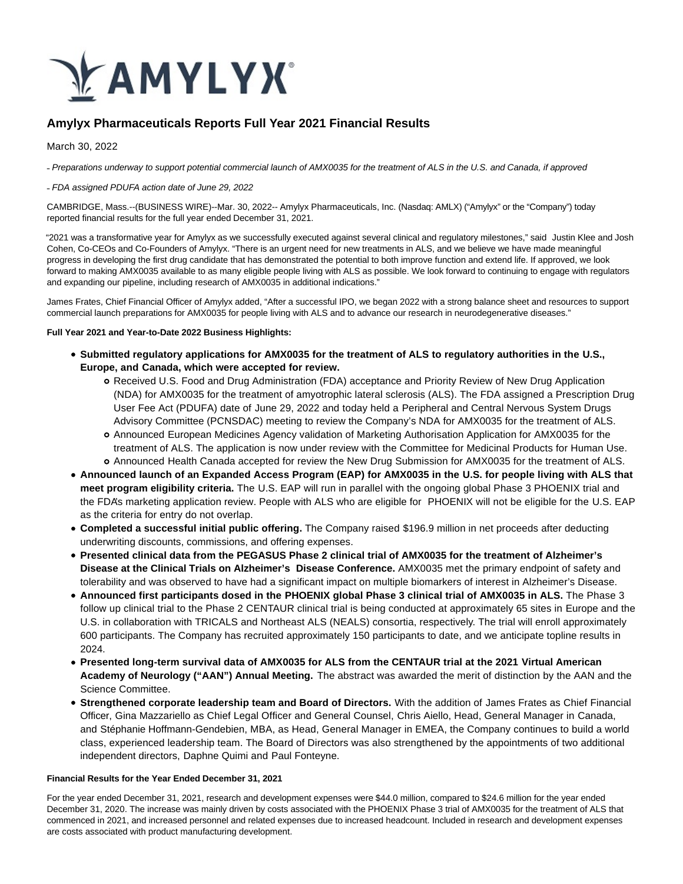# Amylyx Pharmaceuticals Reports Full Year 2021 Financial Results

March 30, 2022

– *Preparations underway to support potential commercial launch of AMX0035 for the treatment of ALS in the U.S. and Canada, if approved*

– *FDA assigned PDUFA action date of June 29, 2022*

CAMBRIDGE, Mass.--(BUSINESS WIRE)--Mar. 30, 2022-- Amylyx Pharmaceuticals, Inc. (Nasdaq: AMLX) ("Amylyx" or the "Company") today reported financial results for the full year ended December 31, 2021.

"2021 was a transformative year for Amylyx as we successfully executed against several clinical and regulatory milestones," said Justin Klee and Josh Cohen, Co-CEOs and Co-Founders of Amylyx. "There is an urgent need for new treatments in ALS, and we believe we have made meaningful progress in developing the first drug candidate that has demonstrated the potential to both improve function and extend life. If approved, we look forward to making AMX0035 available to as many eligible people living with ALS as possible. We look forward to continuing to engage with regulators and expanding our pipeline, including research of AMX0035 in additional indications."

James Frates, Chief Financial Officer of Amylyx added, "After a successful IPO, we began 2022 with a strong balance sheet and resources to support commercial launch preparations for AMX0035 for people living with ALS and to advance our research in neurodegenerative diseases."

**Full Year 2021 and Year-to-Date 2022 Business Highlights:**

- **Submitted regulatory applications for AMX0035 for the treatment of ALS to regulatory authorities in the U.S., Europe, and Canada, which were accepted for review.**
  - Received U.S. Food and Drug Administration (FDA) acceptance and Priority Review of New Drug Application (NDA) for AMX0035 for the treatment of amyotrophic lateral sclerosis (ALS). The FDA assigned a Prescription Drug User Fee Act (PDUFA) date of June 29, 2022 and today held a Peripheral and Central Nervous System Drugs Advisory Committee (PCNSDAC) meeting to review the Company's NDA for AMX0035 for the treatment of ALS.
  - Announced European Medicines Agency validation of Marketing Authorisation Application for AMX0035 for the treatment of ALS. The application is now under review with the Committee for Medicinal Products for Human Use.
  - Announced Health Canada accepted for review the New Drug Submission for AMX0035 for the treatment of ALS.
- **Announced launch of an Expanded Access Program (EAP) for AMX0035 in the U.S. for people living with ALS that meet program eligibility criteria.** The U.S. EAP will run in parallel with the ongoing global Phase 3 PHOENIX trial and the FDA's marketing application review. People with ALS who are eligible for PHOENIX will not be eligible for the U.S. EAP as the criteria for entry do not overlap.
- **Completed a successful initial public offering.** The Company raised $196.9 million in net proceeds after deducting underwriting discounts, commissions, and offering expenses.
- **Presented clinical data from the PEGASUS Phase 2 clinical trial of AMX0035 for the treatment of Alzheimer's Disease at the Clinical Trials on Alzheimer's Disease Conference.** AMX0035 met the primary endpoint of safety and tolerability and was observed to have had a significant impact on multiple biomarkers of interest in Alzheimer's Disease.
- **Announced first participants dosed in the PHOENIX global Phase 3 clinical trial of AMX0035 in ALS.** The Phase 3 follow up clinical trial to the Phase 2 CENTAUR clinical trial is being conducted at approximately 65 sites in Europe and the U.S. in collaboration with TRICALS and Northeast ALS (NEALS) consortia, respectively. The trial will enroll approximately 600 participants. The Company has recruited approximately 150 participants to date, and we anticipate topline results in 2024.
- **Presented long-term survival data of AMX0035 for ALS from the CENTAUR trial at the 2021 Virtual American Academy of Neurology ("AAN") Annual Meeting.** The abstract was awarded the merit of distinction by the AAN and the Science Committee.
- **Strengthened corporate leadership team and Board of Directors.** With the addition of James Frates as Chief Financial Officer, Gina Mazzariello as Chief Legal Officer and General Counsel, Chris Aiello, Head, General Manager in Canada, and Stéphanie Hoffmann-Gendebien, MBA, as Head, General Manager in EMEA, the Company continues to build a world class, experienced leadership team. The Board of Directors was also strengthened by the appointments of two additional independent directors, Daphne Quimi and Paul Fonteyne.

**Financial Results for the Year Ended December 31, 2021**

For the year ended December 31, 2021, research and development expenses were $44.0 million, compared to $24.6 million for the year ended December 31, 2020. The increase was mainly driven by costs associated with the PHOENIX Phase 3 trial of AMX0035 for the treatment of ALS that commenced in 2021, and increased personnel and related expenses due to increased headcount. Included in research and development expenses are costs associated with product manufacturing development.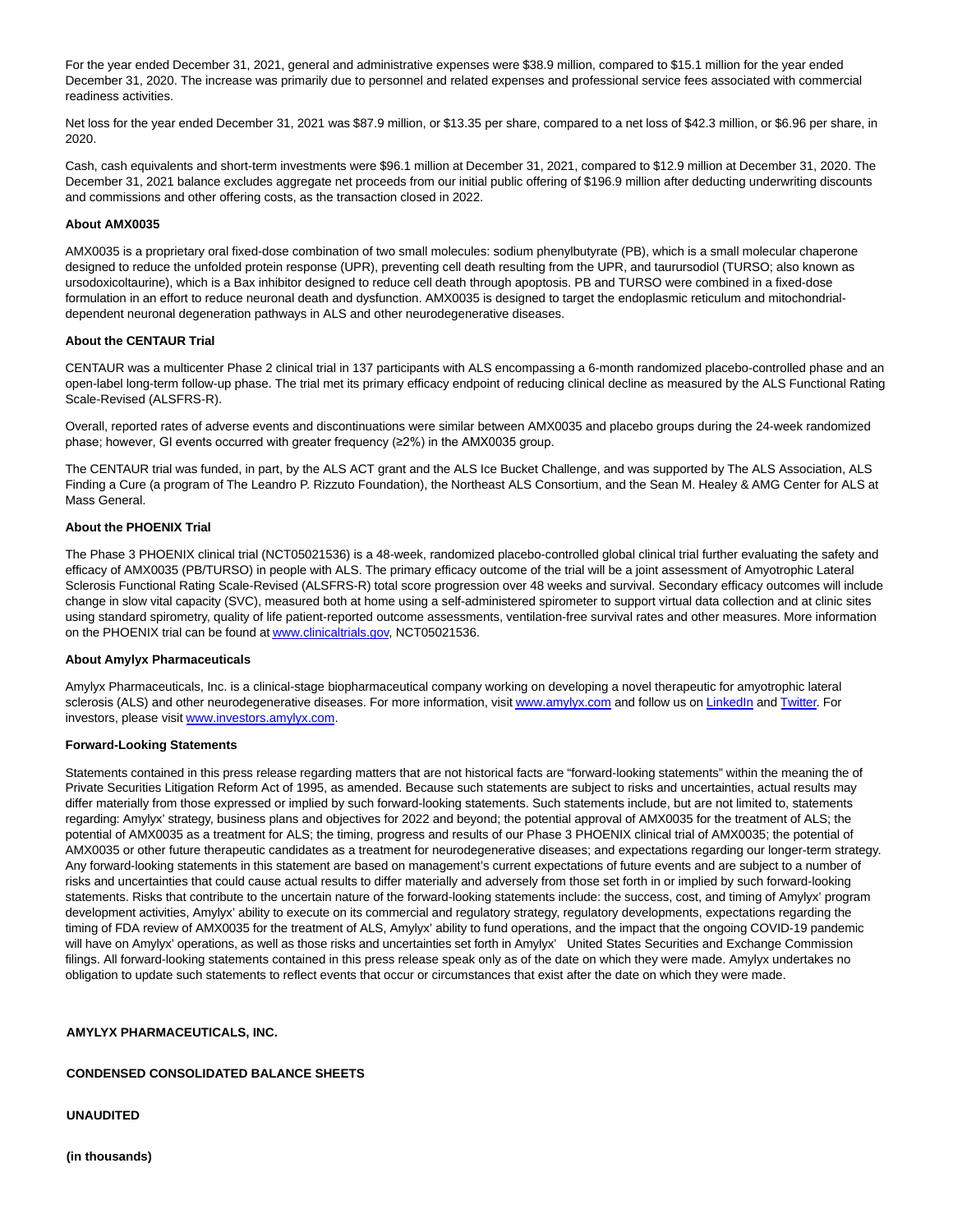For the year ended December 31, 2021, general and administrative expenses were $38.9 million, compared to $15.1 million for the year ended December 31, 2020. The increase was primarily due to personnel and related expenses and professional service fees associated with commercial readiness activities.

Net loss for the year ended December 31, 2021 was $87.9 million, or $13.35 per share, compared to a net loss of $42.3 million, or $6.96 per share, in 2020.

Cash, cash equivalents and short-term investments were $96.1 million at December 31, 2021, compared to $12.9 million at December 31, 2020. The December 31, 2021 balance excludes aggregate net proceeds from our initial public offering of $196.9 million after deducting underwriting discounts and commissions and other offering costs, as the transaction closed in 2022.

**About AMX0035**

AMX0035 is a proprietary oral fixed-dose combination of two small molecules: sodium phenylbutyrate (PB), which is a small molecular chaperone designed to reduce the unfolded protein response (UPR), preventing cell death resulting from the UPR, and taurursodiol (TURSO; also known as ursodoxicoltaurine), which is a Bax inhibitor designed to reduce cell death through apoptosis. PB and TURSO were combined in a fixed-dose formulation in an effort to reduce neuronal death and dysfunction. AMX0035 is designed to target the endoplasmic reticulum and mitochondrial-dependent neuronal degeneration pathways in ALS and other neurodegenerative diseases.

**About the CENTAUR Trial**

CENTAUR was a multicenter Phase 2 clinical trial in 137 participants with ALS encompassing a 6-month randomized placebo-controlled phase and an open-label long-term follow-up phase. The trial met its primary efficacy endpoint of reducing clinical decline as measured by the ALS Functional Rating Scale-Revised (ALSFRS-R).

Overall, reported rates of adverse events and discontinuations were similar between AMX0035 and placebo groups during the 24-week randomized phase; however, GI events occurred with greater frequency (≥2%) in the AMX0035 group.

The CENTAUR trial was funded, in part, by the ALS ACT grant and the ALS Ice Bucket Challenge, and was supported by The ALS Association, ALS Finding a Cure (a program of The Leandro P. Rizzuto Foundation), the Northeast ALS Consortium, and the Sean M. Healey & AMG Center for ALS at Mass General.

**About the PHOENIX Trial**

The Phase 3 PHOENIX clinical trial (NCT05021536) is a 48-week, randomized placebo-controlled global clinical trial further evaluating the safety and efficacy of AMX0035 (PB/TURSO) in people with ALS. The primary efficacy outcome of the trial will be a joint assessment of Amyotrophic Lateral Sclerosis Functional Rating Scale-Revised (ALSFRS-R) total score progression over 48 weeks and survival. Secondary efficacy outcomes will include change in slow vital capacity (SVC), measured both at home using a self-administered spirometer to support virtual data collection and at clinic sites using standard spirometry, quality of life patient-reported outcome assessments, ventilation-free survival rates and other measures. More information on the PHOENIX trial can be found at www.clinicaltrials.gov, NCT05021536.

**About Amylyx Pharmaceuticals**

Amylyx Pharmaceuticals, Inc. is a clinical-stage biopharmaceutical company working on developing a novel therapeutic for amyotrophic lateral sclerosis (ALS) and other neurodegenerative diseases. For more information, visit www.amylyx.com and follow us on LinkedIn and Twitter. For investors, please visit www.investors.amylyx.com.

**Forward-Looking Statements**

Statements contained in this press release regarding matters that are not historical facts are “forward-looking statements” within the meaning the of Private Securities Litigation Reform Act of 1995, as amended. Because such statements are subject to risks and uncertainties, actual results may differ materially from those expressed or implied by such forward-looking statements. Such statements include, but are not limited to, statements regarding: Amylyx’ strategy, business plans and objectives for 2022 and beyond; the potential approval of AMX0035 for the treatment of ALS; the potential of AMX0035 as a treatment for ALS; the timing, progress and results of our Phase 3 PHOENIX clinical trial of AMX0035; the potential of AMX0035 or other future therapeutic candidates as a treatment for neurodegenerative diseases; and expectations regarding our longer-term strategy. Any forward-looking statements in this statement are based on management’s current expectations of future events and are subject to a number of risks and uncertainties that could cause actual results to differ materially and adversely from those set forth in or implied by such forward-looking statements. Risks that contribute to the uncertain nature of the forward-looking statements include: the success, cost, and timing of Amylyx’ program development activities, Amylyx’ ability to execute on its commercial and regulatory strategy, regulatory developments, expectations regarding the timing of FDA review of AMX0035 for the treatment of ALS, Amylyx’ ability to fund operations, and the impact that the ongoing COVID-19 pandemic will have on Amylyx’ operations, as well as those risks and uncertainties set forth in Amylyx’ United States Securities and Exchange Commission filings. All forward-looking statements contained in this press release speak only as of the date on which they were made. Amylyx undertakes no obligation to update such statements to reflect events that occur or circumstances that exist after the date on which they were made.

**AMYLYX PHARMACEUTICALS, INC.**

**CONDENSED CONSOLIDATED BALANCE SHEETS**

**UNAUDITED**

**(in thousands)**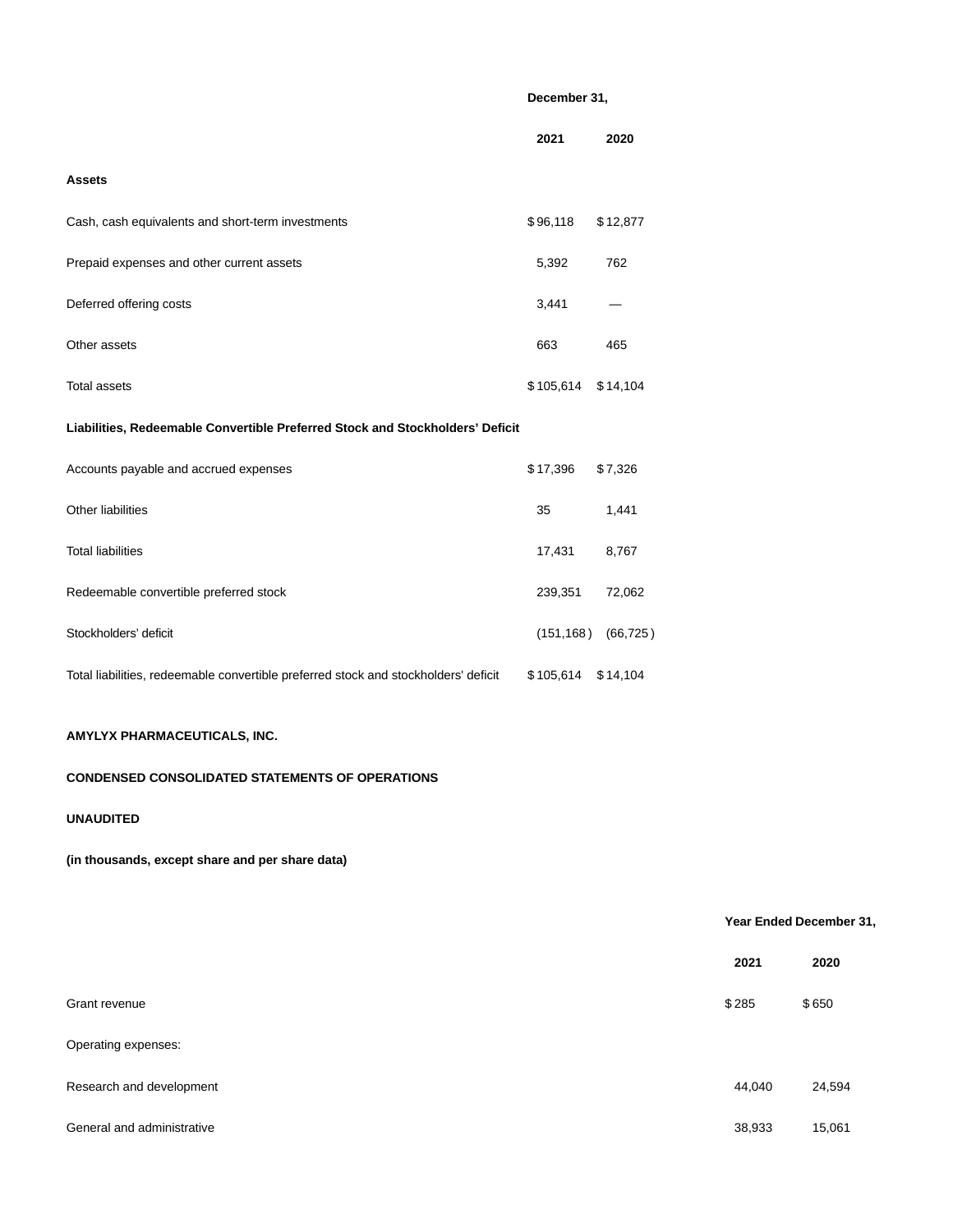| | December 31, | |
|---|---|---|
| | 2021 | 2020 |
| **Assets** | | |
| Cash, cash equivalents and short-term investments | $96,118 | $12,877 |
| Prepaid expenses and other current assets | 5,392 | 762 |
| Deferred offering costs | 3,441 | — |
| Other assets | 663 | 465 |
| Total assets | $105,614 | $14,104 |
| **Liabilities, Redeemable Convertible Preferred Stock and Stockholders' Deficit** | | |
| Accounts payable and accrued expenses | $17,396 | $7,326 |
| Other liabilities | 35 | 1,441 |
| Total liabilities | 17,431 | 8,767 |
| Redeemable convertible preferred stock | 239,351 | 72,062 |
| Stockholders' deficit | (151,168) | (66,725) |
| Total liabilities, redeemable convertible preferred stock and stockholders' deficit | $105,614 | $14,104 |

**AMYLYX PHARMACEUTICALS, INC.**

**CONDENSED CONSOLIDATED STATEMENTS OF OPERATIONS**

**UNAUDITED**

**(in thousands, except share and per share data)**

| | Year Ended December 31, | |
|---|---|---|
| | 2021 | 2020 |
| Grant revenue | $285 | $650 |
| Operating expenses: | | |
| Research and development | 44,040 | 24,594 |
| General and administrative | 38,933 | 15,061 |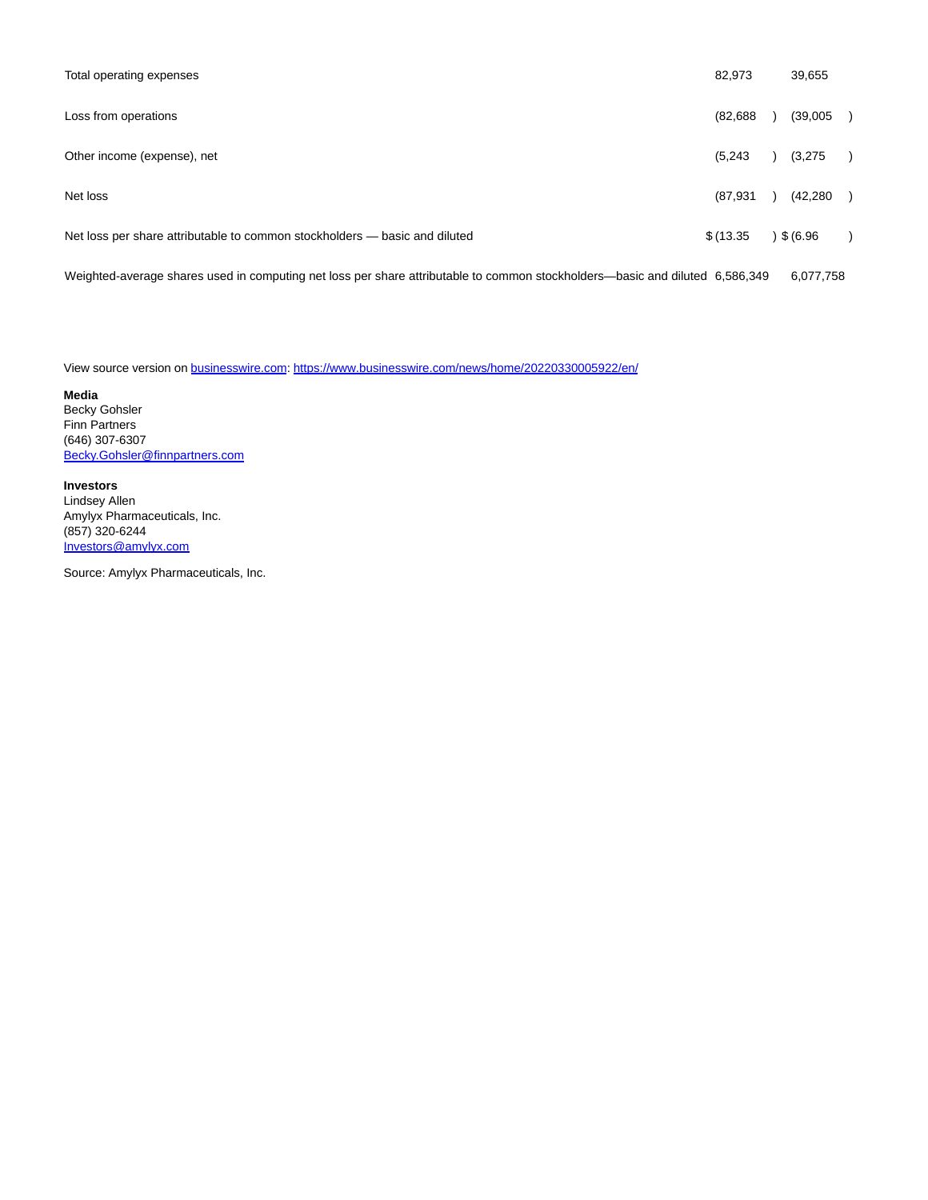| | | |
|---|---|---|
| Total operating expenses | 82,973 | 39,655 |
| Loss from operations | (82,688) | (39,005) |
| Other income (expense), net | (5,243) | (3,275) |
| Net loss | (87,931) | (42,280) |
| Net loss per share attributable to common stockholders — basic and diluted | $ (13.35) | $ (6.96) |
| Weighted-average shares used in computing net loss per share attributable to common stockholders—basic and diluted | 6,586,349 | 6,077,758 |

View source version on businesswire.com: https://www.businesswire.com/news/home/20220330005922/en/

**Media**
Becky Gohsler
Finn Partners
(646) 307-6307
Becky.Gohsler@finnpartners.com

**Investors**
Lindsey Allen
Amylyx Pharmaceuticals, Inc.
(857) 320-6244
Investors@amylyx.com

Source: Amylyx Pharmaceuticals, Inc.